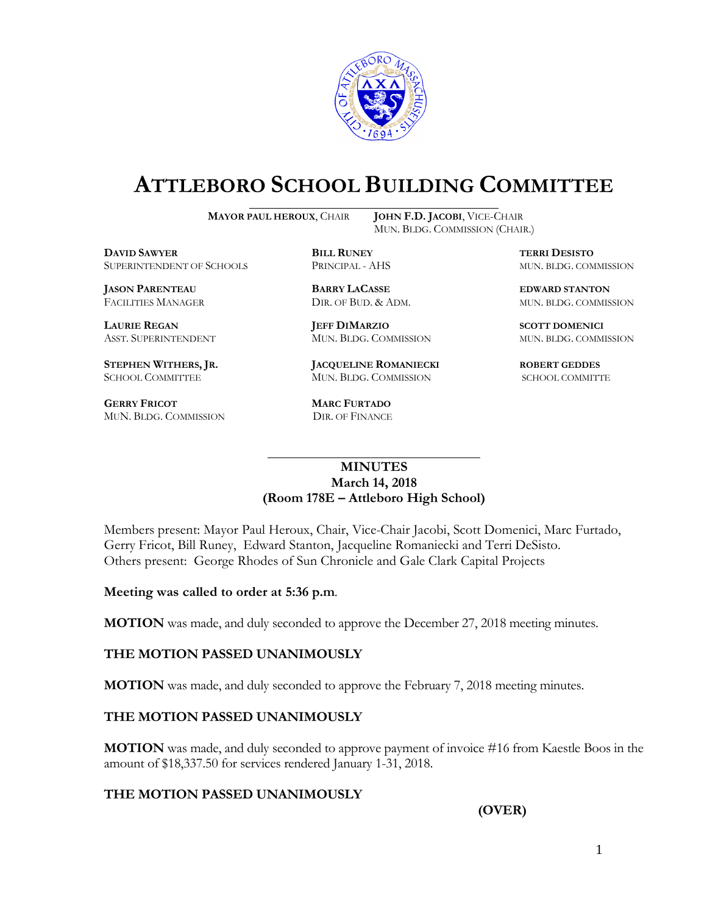# ATTLEBORO SCHOOL BUILDING COMMITTEE

**MAYOR PAUL HEROUX**, CHAIR

**JOHN F.D. JACOBI**, VICE-CHAIR
MUN. BLDG. COMMISSION (CHAIR.)

**DAVID SAWYER**
SUPERINTENDENT OF SCHOOLS

**BILL RUNEY**
PRINCIPAL - AHS

**TERRI DESISTO**
MUN. BLDG. COMMISSION

**JASON PARENTEAU**
FACILITIES MANAGER

**BARRY LACASSE**
DIR. OF BUD. & ADM.

**EDWARD STANTON**
MUN. BLDG. COMMISSION

**LAURIE REGAN**
ASST. SUPERINTENDENT

**JEFF DIMARZIO**
MUN. BLDG. COMMISSION

**SCOTT DOMENICI**
MUN. BLDG. COMMISSION

**STEPHEN WITHERS, JR.**
SCHOOL COMMITTEE

**JACQUELINE ROMANIECKI**
MUN. BLDG. COMMISSION

**ROBERT GEDDES**
SCHOOL COMMITTE

**GERRY FRICOT**
MUN. BLDG. COMMISSION

**MARC FURTADO**
DIR. OF FINANCE

---

**MINUTES**
**March 14, 2018**
**(Room 178E – Attleboro High School)**

Members present: Mayor Paul Heroux, Chair, Vice-Chair Jacobi, Scott Domenici, Marc Furtado, Gerry Fricot, Bill Runey, Edward Stanton, Jacqueline Romaniecki and Terri DeSisto.
Others present: George Rhodes of Sun Chronicle and Gale Clark Capital Projects

**Meeting was called to order at 5:36 p.m**.

**MOTION** was made, and duly seconded to approve the December 27, 2018 meeting minutes.

**THE MOTION PASSED UNANIMOUSLY**

**MOTION** was made, and duly seconded to approve the February 7, 2018 meeting minutes.

**THE MOTION PASSED UNANIMOUSLY**

**MOTION** was made, and duly seconded to approve payment of invoice #16 from Kaestle Boos in the amount of $18,337.50 for services rendered January 1-31, 2018.

**THE MOTION PASSED UNANIMOUSLY**

**(OVER)**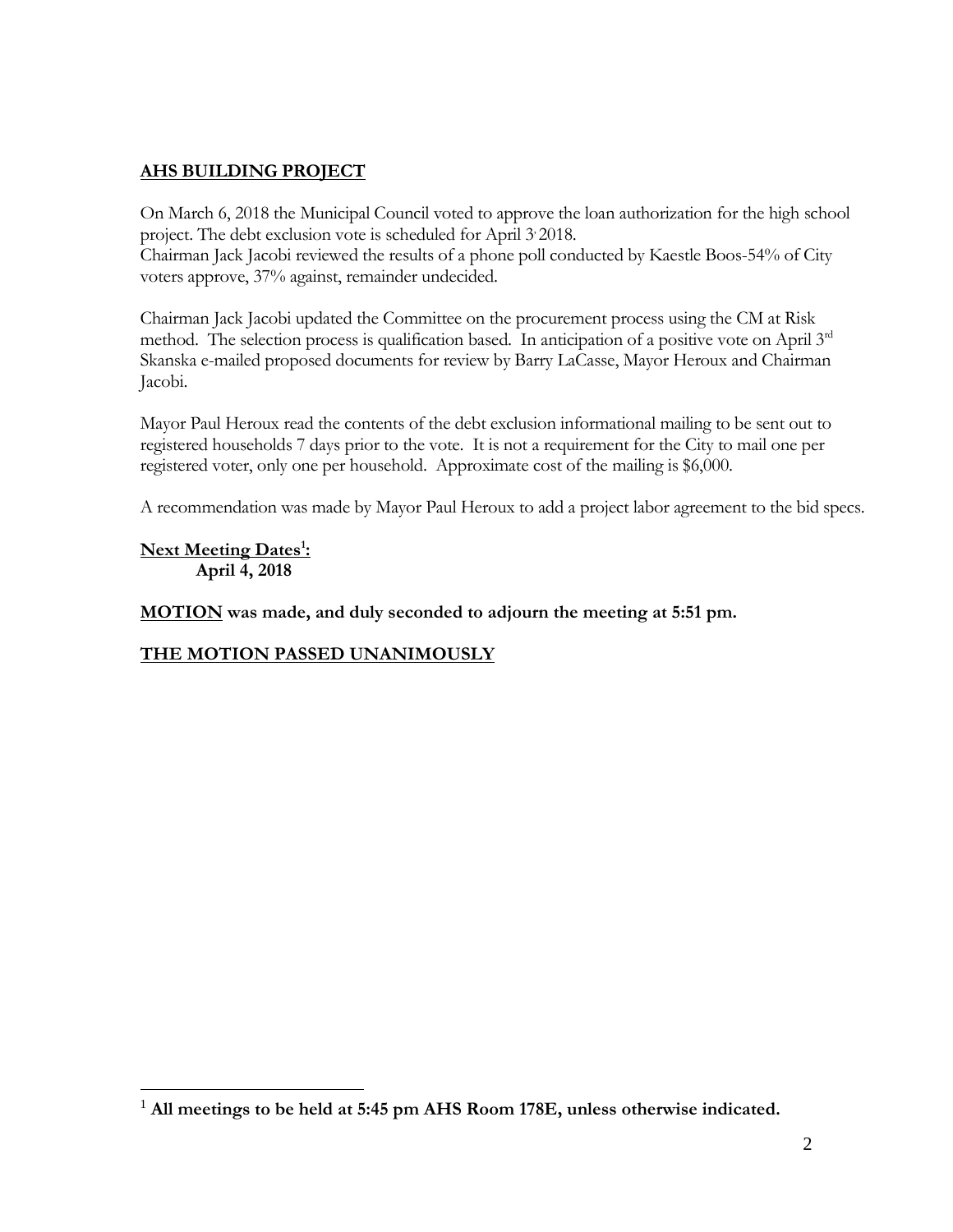**AHS BUILDING PROJECT**

On March 6, 2018 the Municipal Council voted to approve the loan authorization for the high school project. The debt exclusion vote is scheduled for April 3, 2018.
Chairman Jack Jacobi reviewed the results of a phone poll conducted by Kaestle Boos-54% of City voters approve, 37% against, remainder undecided.

Chairman Jack Jacobi updated the Committee on the procurement process using the CM at Risk method. The selection process is qualification based. In anticipation of a positive vote on April 3rd Skanska e-mailed proposed documents for review by Barry LaCasse, Mayor Heroux and Chairman Jacobi.

Mayor Paul Heroux read the contents of the debt exclusion informational mailing to be sent out to registered households 7 days prior to the vote. It is not a requirement for the City to mail one per registered voter, only one per household. Approximate cost of the mailing is $6,000.

A recommendation was made by Mayor Paul Heroux to add a project labor agreement to the bid specs.

**Next Meeting Dates[1]:**
**April 4, 2018**

**MOTION was made, and duly seconded to adjourn the meeting at 5:51 pm.**

**THE MOTION PASSED UNANIMOUSLY**

[1] **All meetings to be held at 5:45 pm AHS Room 178E, unless otherwise indicated.**